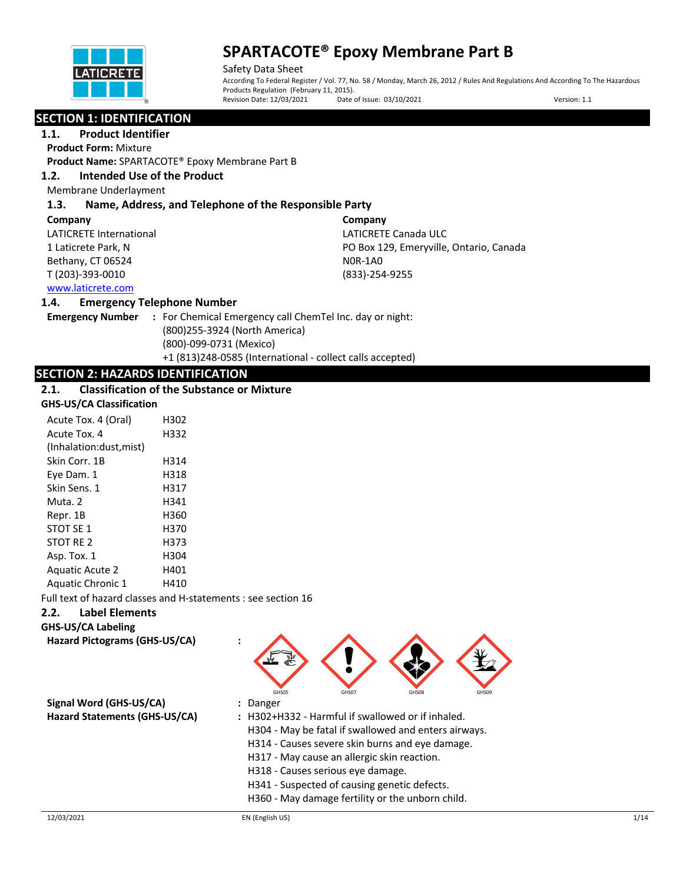# SPARTACOTE® Epoxy Membrane Part B

Safety Data Sheet

According To Federal Register / Vol. 77, No. 58 / Monday, March 26, 2012 / Rules And Regulations And According To The Hazardous Products Regulation (February 11, 2015).

Revision Date: 12/03/2021 Date of Issue: 03/10/2021 Version: 1.1

## SECTION 1: IDENTIFICATION

### 1.1. Product Identifier

**Product Form:** Mixture

**Product Name:** SPARTACOTE® Epoxy Membrane Part B

### 1.2. Intended Use of the Product

Membrane Underlayment

### 1.3. Name, Address, and Telephone of the Responsible Party

**Company**
LATICRETE International
1 Laticrete Park, N
Bethany, CT 06524
T (203)-393-0010
www.laticrete.com

**Company**
LATICRETE Canada ULC
PO Box 129, Emeryville, Ontario, Canada
N0R-1A0
(833)-254-9255

### 1.4. Emergency Telephone Number

**Emergency Number** : For Chemical Emergency call ChemTel Inc. day or night:
(800)255-3924 (North America)
(800)-099-0731 (Mexico)
+1 (813)248-0585 (International - collect calls accepted)

## SECTION 2: HAZARDS IDENTIFICATION

### 2.1. Classification of the Substance or Mixture

**GHS-US/CA Classification**

| | |
|---|---|
| Acute Tox. 4 (Oral) | H302 |
| Acute Tox. 4 (Inhalation:dust,mist) | H332 |
| Skin Corr. 1B | H314 |
| Eye Dam. 1 | H318 |
| Skin Sens. 1 | H317 |
| Muta. 2 | H341 |
| Repr. 1B | H360 |
| STOT SE 1 | H370 |
| STOT RE 2 | H373 |
| Asp. Tox. 1 | H304 |
| Aquatic Acute 2 | H401 |
| Aquatic Chronic 1 | H410 |

Full text of hazard classes and H-statements : see section 16

### 2.2. Label Elements

**GHS-US/CA Labeling**

**Hazard Pictograms (GHS-US/CA)** :

GHS05 GHS07 GHS08 GHS09

**Signal Word (GHS-US/CA)** : Danger

**Hazard Statements (GHS-US/CA)** : H302+H332 - Harmful if swallowed or if inhaled.
H304 - May be fatal if swallowed and enters airways.
H314 - Causes severe skin burns and eye damage.
H317 - May cause an allergic skin reaction.
H318 - Causes serious eye damage.
H341 - Suspected of causing genetic defects.
H360 - May damage fertility or the unborn child.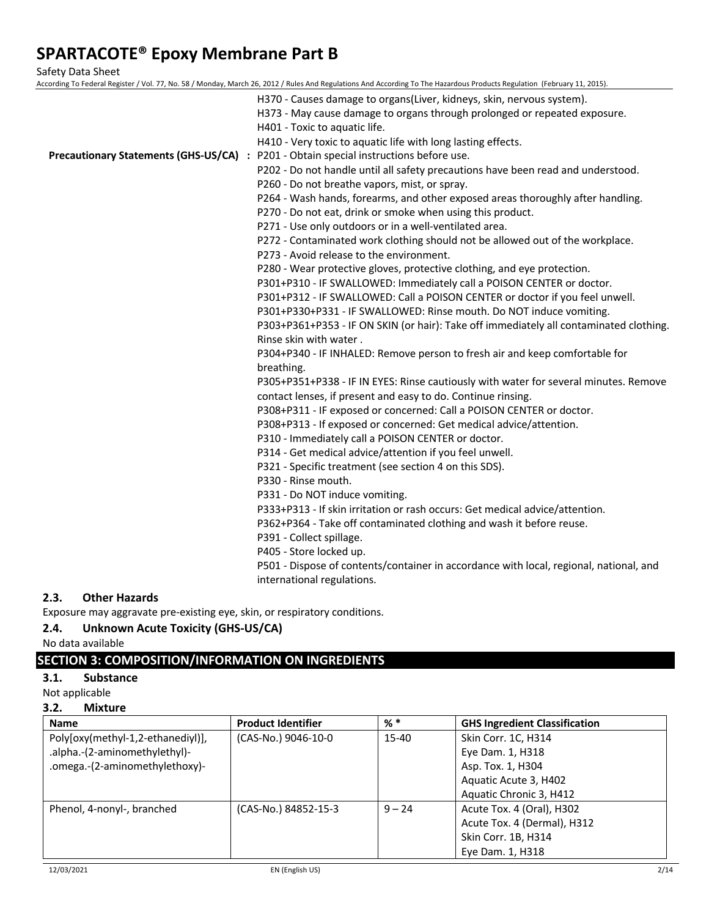H370 - Causes damage to organs(Liver, kidneys, skin, nervous system).
H373 - May cause damage to organs through prolonged or repeated exposure.
H401 - Toxic to aquatic life.
H410 - Very toxic to aquatic life with long lasting effects.

**Precautionary Statements (GHS-US/CA)** :
P201 - Obtain special instructions before use.
P202 - Do not handle until all safety precautions have been read and understood.
P260 - Do not breathe vapors, mist, or spray.
P264 - Wash hands, forearms, and other exposed areas thoroughly after handling.
P270 - Do not eat, drink or smoke when using this product.
P271 - Use only outdoors or in a well-ventilated area.
P272 - Contaminated work clothing should not be allowed out of the workplace.
P273 - Avoid release to the environment.
P280 - Wear protective gloves, protective clothing, and eye protection.
P301+P310 - IF SWALLOWED: Immediately call a POISON CENTER or doctor.
P301+P312 - IF SWALLOWED: Call a POISON CENTER or doctor if you feel unwell.
P301+P330+P331 - IF SWALLOWED: Rinse mouth. Do NOT induce vomiting.
P303+P361+P353 - IF ON SKIN (or hair): Take off immediately all contaminated clothing. Rinse skin with water .
P304+P340 - IF INHALED: Remove person to fresh air and keep comfortable for breathing.
P305+P351+P338 - IF IN EYES: Rinse cautiously with water for several minutes. Remove contact lenses, if present and easy to do. Continue rinsing.
P308+P311 - IF exposed or concerned: Call a POISON CENTER or doctor.
P308+P313 - If exposed or concerned: Get medical advice/attention.
P310 - Immediately call a POISON CENTER or doctor.
P314 - Get medical advice/attention if you feel unwell.
P321 - Specific treatment (see section 4 on this SDS).
P330 - Rinse mouth.
P331 - Do NOT induce vomiting.
P333+P313 - If skin irritation or rash occurs: Get medical advice/attention.
P362+P364 - Take off contaminated clothing and wash it before reuse.
P391 - Collect spillage.
P405 - Store locked up.
P501 - Dispose of contents/container in accordance with local, regional, national, and international regulations.

### 2.3. Other Hazards

Exposure may aggravate pre-existing eye, skin, or respiratory conditions.

### 2.4. Unknown Acute Toxicity (GHS-US/CA)

No data available

## SECTION 3: COMPOSITION/INFORMATION ON INGREDIENTS

### 3.1. Substance

Not applicable

### 3.2. Mixture

| Name | Product Identifier | % * | GHS Ingredient Classification |
|---|---|---|---|
| Poly[oxy(methyl-1,2-ethanediyl)], .alpha.-(2-aminomethylethyl)-.omega.-(2-aminomethylethoxy)- | (CAS-No.) 9046-10-0 | 15-40 | Skin Corr. 1C, H314<br>Eye Dam. 1, H318<br>Asp. Tox. 1, H304<br>Aquatic Acute 3, H402<br>Aquatic Chronic 3, H412 |
| Phenol, 4-nonyl-, branched | (CAS-No.) 84852-15-3 | 9 – 24 | Acute Tox. 4 (Oral), H302<br>Acute Tox. 4 (Dermal), H312<br>Skin Corr. 1B, H314<br>Eye Dam. 1, H318 |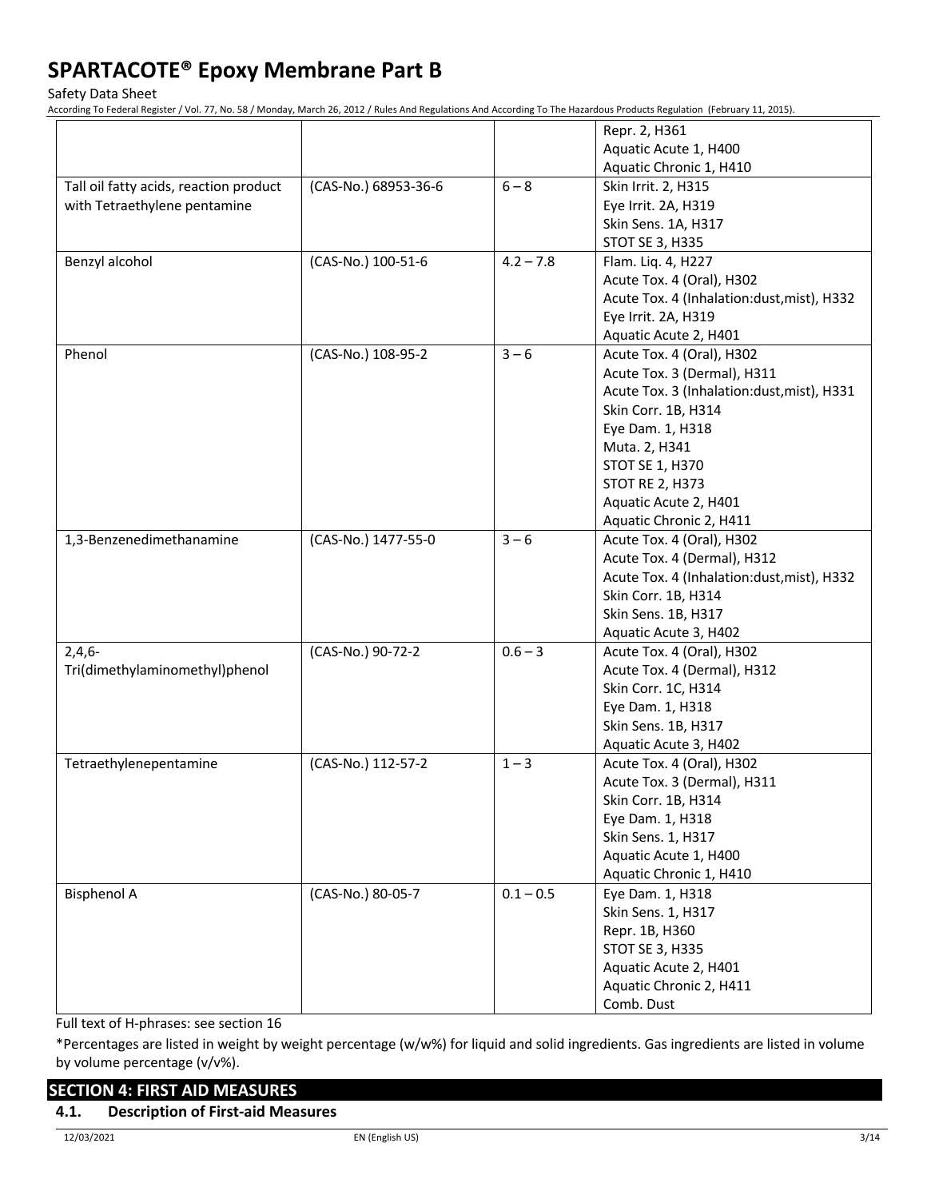| | | | Repr. 2, H361<br>Aquatic Acute 1, H400<br>Aquatic Chronic 1, H410 |
|---|---|---|---|
| Tall oil fatty acids, reaction product with Tetraethylene pentamine | (CAS-No.) 68953-36-6 | 6 – 8 | Skin Irrit. 2, H315<br>Eye Irrit. 2A, H319<br>Skin Sens. 1A, H317<br>STOT SE 3, H335 |
| Benzyl alcohol | (CAS-No.) 100-51-6 | 4.2 – 7.8 | Flam. Liq. 4, H227<br>Acute Tox. 4 (Oral), H302<br>Acute Tox. 4 (Inhalation:dust,mist), H332<br>Eye Irrit. 2A, H319<br>Aquatic Acute 2, H401 |
| Phenol | (CAS-No.) 108-95-2 | 3 – 6 | Acute Tox. 4 (Oral), H302<br>Acute Tox. 3 (Dermal), H311<br>Acute Tox. 3 (Inhalation:dust,mist), H331<br>Skin Corr. 1B, H314<br>Eye Dam. 1, H318<br>Muta. 2, H341<br>STOT SE 1, H370<br>STOT RE 2, H373<br>Aquatic Acute 2, H401<br>Aquatic Chronic 2, H411 |
| 1,3-Benzenedimethanamine | (CAS-No.) 1477-55-0 | 3 – 6 | Acute Tox. 4 (Oral), H302<br>Acute Tox. 4 (Dermal), H312<br>Acute Tox. 4 (Inhalation:dust,mist), H332<br>Skin Corr. 1B, H314<br>Skin Sens. 1B, H317<br>Aquatic Acute 3, H402 |
| 2,4,6-Tri(dimethylaminomethyl)phenol | (CAS-No.) 90-72-2 | 0.6 – 3 | Acute Tox. 4 (Oral), H302<br>Acute Tox. 4 (Dermal), H312<br>Skin Corr. 1C, H314<br>Eye Dam. 1, H318<br>Skin Sens. 1B, H317<br>Aquatic Acute 3, H402 |
| Tetraethylenepentamine | (CAS-No.) 112-57-2 | 1 – 3 | Acute Tox. 4 (Oral), H302<br>Acute Tox. 3 (Dermal), H311<br>Skin Corr. 1B, H314<br>Eye Dam. 1, H318<br>Skin Sens. 1, H317<br>Aquatic Acute 1, H400<br>Aquatic Chronic 1, H410 |
| Bisphenol A | (CAS-No.) 80-05-7 | 0.1 – 0.5 | Eye Dam. 1, H318<br>Skin Sens. 1, H317<br>Repr. 1B, H360<br>STOT SE 3, H335<br>Aquatic Acute 2, H401<br>Aquatic Chronic 2, H411<br>Comb. Dust |

Full text of H-phrases: see section 16

*Percentages are listed in weight by weight percentage (w/w%) for liquid and solid ingredients. Gas ingredients are listed in volume by volume percentage (v/v%).

## SECTION 4: FIRST AID MEASURES

### 4.1. Description of First-aid Measures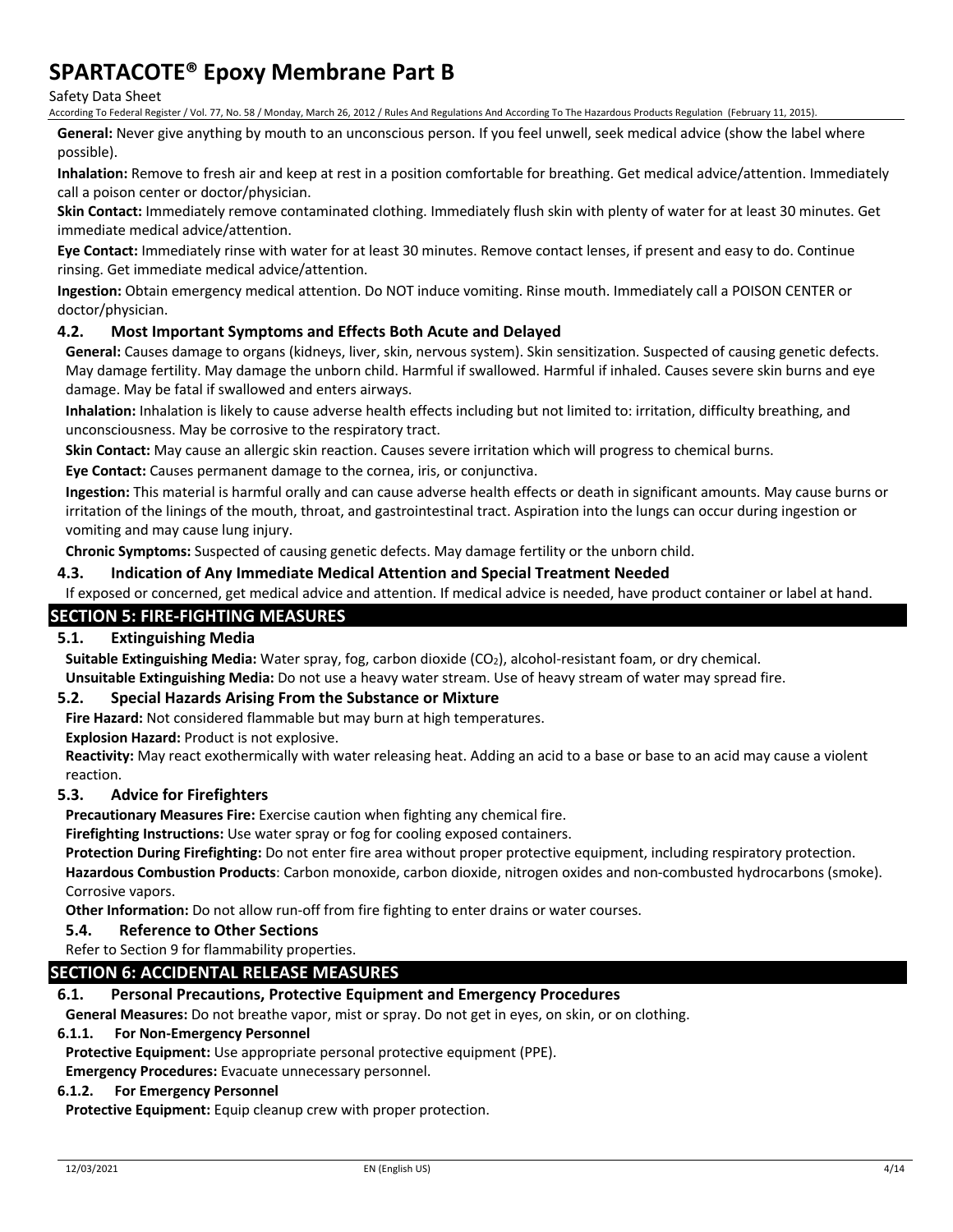**General:** Never give anything by mouth to an unconscious person. If you feel unwell, seek medical advice (show the label where possible).

**Inhalation:** Remove to fresh air and keep at rest in a position comfortable for breathing. Get medical advice/attention. Immediately call a poison center or doctor/physician.

**Skin Contact:** Immediately remove contaminated clothing. Immediately flush skin with plenty of water for at least 30 minutes. Get immediate medical advice/attention.

**Eye Contact:** Immediately rinse with water for at least 30 minutes. Remove contact lenses, if present and easy to do. Continue rinsing. Get immediate medical advice/attention.

**Ingestion:** Obtain emergency medical attention. Do NOT induce vomiting. Rinse mouth. Immediately call a POISON CENTER or doctor/physician.

### 4.2. Most Important Symptoms and Effects Both Acute and Delayed

**General:** Causes damage to organs (kidneys, liver, skin, nervous system). Skin sensitization. Suspected of causing genetic defects. May damage fertility. May damage the unborn child. Harmful if swallowed. Harmful if inhaled. Causes severe skin burns and eye damage. May be fatal if swallowed and enters airways.

**Inhalation:** Inhalation is likely to cause adverse health effects including but not limited to: irritation, difficulty breathing, and unconsciousness. May be corrosive to the respiratory tract.

**Skin Contact:** May cause an allergic skin reaction. Causes severe irritation which will progress to chemical burns.

**Eye Contact:** Causes permanent damage to the cornea, iris, or conjunctiva.

**Ingestion:** This material is harmful orally and can cause adverse health effects or death in significant amounts. May cause burns or irritation of the linings of the mouth, throat, and gastrointestinal tract. Aspiration into the lungs can occur during ingestion or vomiting and may cause lung injury.

**Chronic Symptoms:** Suspected of causing genetic defects. May damage fertility or the unborn child.

### 4.3. Indication of Any Immediate Medical Attention and Special Treatment Needed

If exposed or concerned, get medical advice and attention. If medical advice is needed, have product container or label at hand.

## SECTION 5: FIRE-FIGHTING MEASURES

### 5.1. Extinguishing Media

**Suitable Extinguishing Media:** Water spray, fog, carbon dioxide ($CO_2$), alcohol-resistant foam, or dry chemical.

**Unsuitable Extinguishing Media:** Do not use a heavy water stream. Use of heavy stream of water may spread fire.

### 5.2. Special Hazards Arising From the Substance or Mixture

**Fire Hazard:** Not considered flammable but may burn at high temperatures.

**Explosion Hazard:** Product is not explosive.

**Reactivity:** May react exothermically with water releasing heat. Adding an acid to a base or base to an acid may cause a violent reaction.

### 5.3. Advice for Firefighters

**Precautionary Measures Fire:** Exercise caution when fighting any chemical fire.

**Firefighting Instructions:** Use water spray or fog for cooling exposed containers.

**Protection During Firefighting:** Do not enter fire area without proper protective equipment, including respiratory protection.

**Hazardous Combustion Products**: Carbon monoxide, carbon dioxide, nitrogen oxides and non-combusted hydrocarbons (smoke). Corrosive vapors.

**Other Information:** Do not allow run-off from fire fighting to enter drains or water courses.

### 5.4. Reference to Other Sections

Refer to Section 9 for flammability properties.

## SECTION 6: ACCIDENTAL RELEASE MEASURES

### 6.1. Personal Precautions, Protective Equipment and Emergency Procedures

**General Measures:** Do not breathe vapor, mist or spray. Do not get in eyes, on skin, or on clothing.

#### 6.1.1. For Non-Emergency Personnel

**Protective Equipment:** Use appropriate personal protective equipment (PPE).

**Emergency Procedures:** Evacuate unnecessary personnel.

#### 6.1.2. For Emergency Personnel

**Protective Equipment:** Equip cleanup crew with proper protection.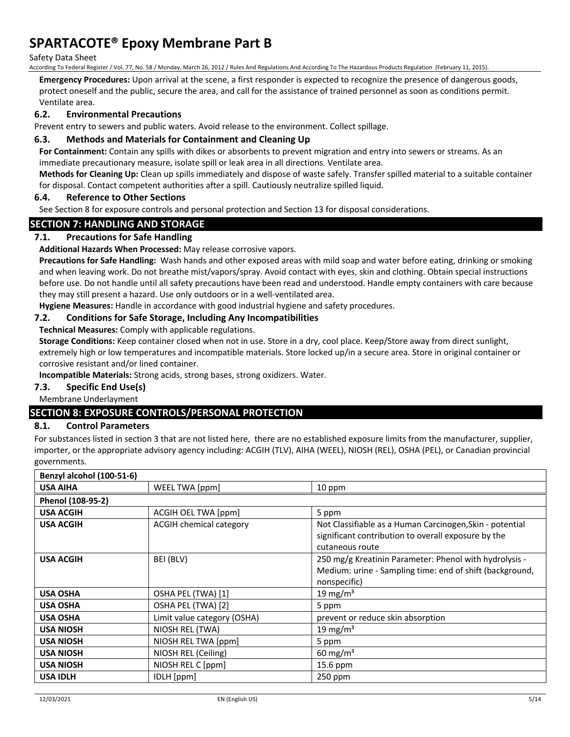**Emergency Procedures:** Upon arrival at the scene, a first responder is expected to recognize the presence of dangerous goods, protect oneself and the public, secure the area, and call for the assistance of trained personnel as soon as conditions permit. Ventilate area.

### 6.2. Environmental Precautions

Prevent entry to sewers and public waters. Avoid release to the environment. Collect spillage.

### 6.3. Methods and Materials for Containment and Cleaning Up

**For Containment:** Contain any spills with dikes or absorbents to prevent migration and entry into sewers or streams. As an immediate precautionary measure, isolate spill or leak area in all directions. Ventilate area.

**Methods for Cleaning Up:** Clean up spills immediately and dispose of waste safely. Transfer spilled material to a suitable container for disposal. Contact competent authorities after a spill. Cautiously neutralize spilled liquid.

### 6.4. Reference to Other Sections

See Section 8 for exposure controls and personal protection and Section 13 for disposal considerations.

## SECTION 7: HANDLING AND STORAGE

### 7.1. Precautions for Safe Handling

**Additional Hazards When Processed:** May release corrosive vapors.

**Precautions for Safe Handling:** Wash hands and other exposed areas with mild soap and water before eating, drinking or smoking and when leaving work. Do not breathe mist/vapors/spray. Avoid contact with eyes, skin and clothing. Obtain special instructions before use. Do not handle until all safety precautions have been read and understood. Handle empty containers with care because they may still present a hazard. Use only outdoors or in a well-ventilated area.

**Hygiene Measures:** Handle in accordance with good industrial hygiene and safety procedures.

### 7.2. Conditions for Safe Storage, Including Any Incompatibilities

**Technical Measures:** Comply with applicable regulations.

**Storage Conditions:** Keep container closed when not in use. Store in a dry, cool place. Keep/Store away from direct sunlight, extremely high or low temperatures and incompatible materials. Store locked up/in a secure area. Store in original container or corrosive resistant and/or lined container.

**Incompatible Materials:** Strong acids, strong bases, strong oxidizers. Water.

### 7.3. Specific End Use(s)

Membrane Underlayment

## SECTION 8: EXPOSURE CONTROLS/PERSONAL PROTECTION

### 8.1. Control Parameters

For substances listed in section 3 that are not listed here, there are no established exposure limits from the manufacturer, supplier, importer, or the appropriate advisory agency including: ACGIH (TLV), AIHA (WEEL), NIOSH (REL), OSHA (PEL), or Canadian provincial governments.

| **Benzyl alcohol (100-51-6)** | | |
|---|---|---|
| **USA AIHA** | WEEL TWA [ppm] | 10 ppm |
| **Phenol (108-95-2)** | | |
| **USA ACGIH** | ACGIH OEL TWA [ppm] | 5 ppm |
| **USA ACGIH** | ACGIH chemical category | Not Classifiable as a Human Carcinogen,Skin - potential significant contribution to overall exposure by the cutaneous route |
| **USA ACGIH** | BEI (BLV) | 250 mg/g Kreatinin Parameter: Phenol with hydrolysis - Medium: urine - Sampling time: end of shift (background, nonspecific) |
| **USA OSHA** | OSHA PEL (TWA) [1] | 19 mg/m³ |
| **USA OSHA** | OSHA PEL (TWA) [2] | 5 ppm |
| **USA OSHA** | Limit value category (OSHA) | prevent or reduce skin absorption |
| **USA NIOSH** | NIOSH REL (TWA) | 19 mg/m³ |
| **USA NIOSH** | NIOSH REL TWA [ppm] | 5 ppm |
| **USA NIOSH** | NIOSH REL (Ceiling) | 60 mg/m³ |
| **USA NIOSH** | NIOSH REL C [ppm] | 15.6 ppm |
| **USA IDLH** | IDLH [ppm] | 250 ppm |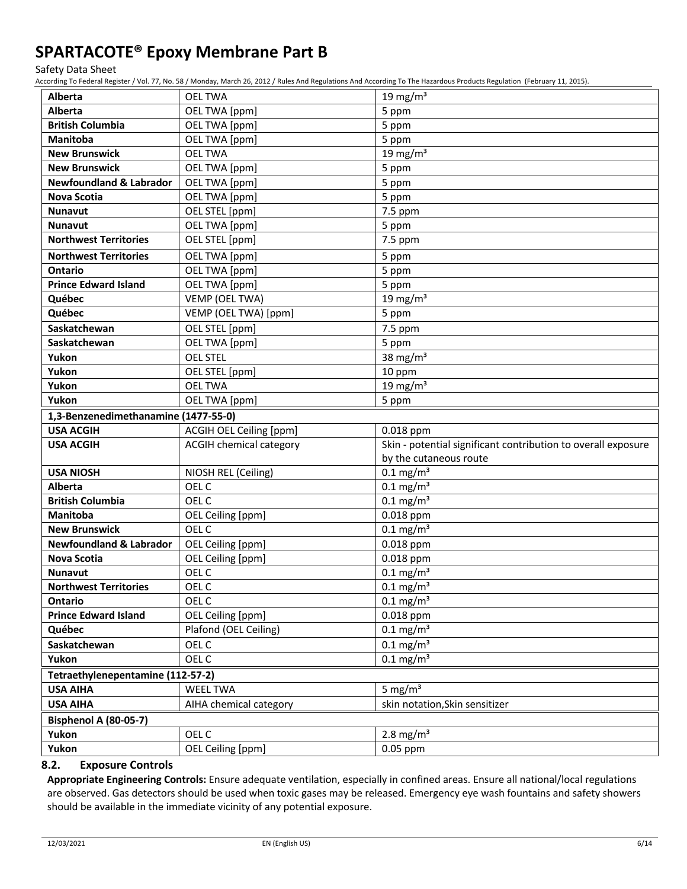| | | |
|---|---|---|
| **Alberta** | OEL TWA | 19 mg/m³ |
| **Alberta** | OEL TWA [ppm] | 5 ppm |
| **British Columbia** | OEL TWA [ppm] | 5 ppm |
| **Manitoba** | OEL TWA [ppm] | 5 ppm |
| **New Brunswick** | OEL TWA | 19 mg/m³ |
| **New Brunswick** | OEL TWA [ppm] | 5 ppm |
| **Newfoundland & Labrador** | OEL TWA [ppm] | 5 ppm |
| **Nova Scotia** | OEL TWA [ppm] | 5 ppm |
| **Nunavut** | OEL STEL [ppm] | 7.5 ppm |
| **Nunavut** | OEL TWA [ppm] | 5 ppm |
| **Northwest Territories** | OEL STEL [ppm] | 7.5 ppm |
| **Northwest Territories** | OEL TWA [ppm] | 5 ppm |
| **Ontario** | OEL TWA [ppm] | 5 ppm |
| **Prince Edward Island** | OEL TWA [ppm] | 5 ppm |
| **Québec** | VEMP (OEL TWA) | 19 mg/m³ |
| **Québec** | VEMP (OEL TWA) [ppm] | 5 ppm |
| **Saskatchewan** | OEL STEL [ppm] | 7.5 ppm |
| **Saskatchewan** | OEL TWA [ppm] | 5 ppm |
| **Yukon** | OEL STEL | 38 mg/m³ |
| **Yukon** | OEL STEL [ppm] | 10 ppm |
| **Yukon** | OEL TWA | 19 mg/m³ |
| **Yukon** | OEL TWA [ppm] | 5 ppm |
| **1,3-Benzenedimethanamine (1477-55-0)** | | |
| **USA ACGIH** | ACGIH OEL Ceiling [ppm] | 0.018 ppm |
| **USA ACGIH** | ACGIH chemical category | Skin - potential significant contribution to overall exposure by the cutaneous route |
| **USA NIOSH** | NIOSH REL (Ceiling) | 0.1 mg/m³ |
| **Alberta** | OEL C | 0.1 mg/m³ |
| **British Columbia** | OEL C | 0.1 mg/m³ |
| **Manitoba** | OEL Ceiling [ppm] | 0.018 ppm |
| **New Brunswick** | OEL C | 0.1 mg/m³ |
| **Newfoundland & Labrador** | OEL Ceiling [ppm] | 0.018 ppm |
| **Nova Scotia** | OEL Ceiling [ppm] | 0.018 ppm |
| **Nunavut** | OEL C | 0.1 mg/m³ |
| **Northwest Territories** | OEL C | 0.1 mg/m³ |
| **Ontario** | OEL C | 0.1 mg/m³ |
| **Prince Edward Island** | OEL Ceiling [ppm] | 0.018 ppm |
| **Québec** | Plafond (OEL Ceiling) | 0.1 mg/m³ |
| **Saskatchewan** | OEL C | 0.1 mg/m³ |
| **Yukon** | OEL C | 0.1 mg/m³ |
| **Tetraethylenepentamine (112-57-2)** | | |
| **USA AIHA** | WEEL TWA | 5 mg/m³ |
| **USA AIHA** | AIHA chemical category | skin notation,Skin sensitizer |
| **Bisphenol A (80-05-7)** | | |
| **Yukon** | OEL C | 2.8 mg/m³ |
| **Yukon** | OEL Ceiling [ppm] | 0.05 ppm |

## 8.2. Exposure Controls

**Appropriate Engineering Controls:** Ensure adequate ventilation, especially in confined areas. Ensure all national/local regulations are observed. Gas detectors should be used when toxic gases may be released. Emergency eye wash fountains and safety showers should be available in the immediate vicinity of any potential exposure.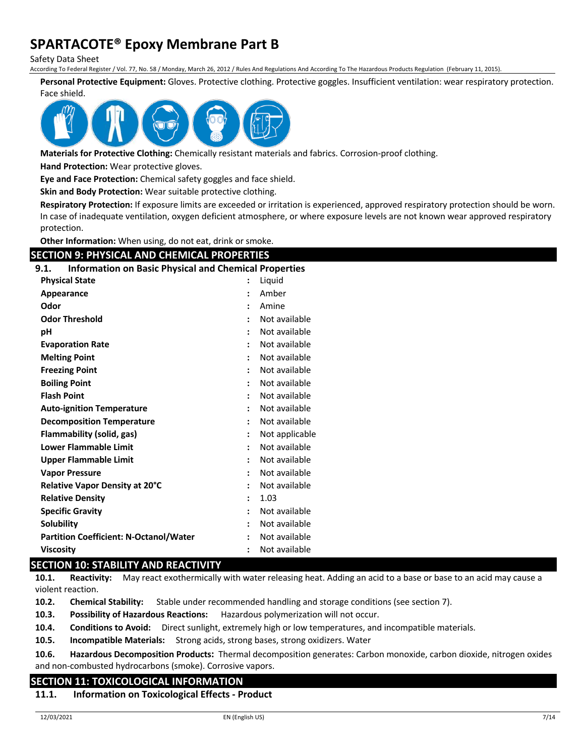**Personal Protective Equipment:** Gloves. Protective clothing. Protective goggles. Insufficient ventilation: wear respiratory protection. Face shield.

**Materials for Protective Clothing:** Chemically resistant materials and fabrics. Corrosion-proof clothing.

**Hand Protection:** Wear protective gloves.

**Eye and Face Protection:** Chemical safety goggles and face shield.

**Skin and Body Protection:** Wear suitable protective clothing.

**Respiratory Protection:** If exposure limits are exceeded or irritation is experienced, approved respiratory protection should be worn. In case of inadequate ventilation, oxygen deficient atmosphere, or where exposure levels are not known wear approved respiratory protection.

**Other Information:** When using, do not eat, drink or smoke.

## SECTION 9: PHYSICAL AND CHEMICAL PROPERTIES

### 9.1. Information on Basic Physical and Chemical Properties

| | |
|---|---|
| **Physical State** | Liquid |
| **Appearance** | Amber |
| **Odor** | Amine |
| **Odor Threshold** | Not available |
| **pH** | Not available |
| **Evaporation Rate** | Not available |
| **Melting Point** | Not available |
| **Freezing Point** | Not available |
| **Boiling Point** | Not available |
| **Flash Point** | Not available |
| **Auto-ignition Temperature** | Not available |
| **Decomposition Temperature** | Not available |
| **Flammability (solid, gas)** | Not applicable |
| **Lower Flammable Limit** | Not available |
| **Upper Flammable Limit** | Not available |
| **Vapor Pressure** | Not available |
| **Relative Vapor Density at 20°C** | Not available |
| **Relative Density** | 1.03 |
| **Specific Gravity** | Not available |
| **Solubility** | Not available |
| **Partition Coefficient: N-Octanol/Water** | Not available |
| **Viscosity** | Not available |

## SECTION 10: STABILITY AND REACTIVITY

**10.1. Reactivity:** May react exothermically with water releasing heat. Adding an acid to a base or base to an acid may cause a violent reaction.

**10.2. Chemical Stability:** Stable under recommended handling and storage conditions (see section 7).

**10.3. Possibility of Hazardous Reactions:** Hazardous polymerization will not occur.

**10.4. Conditions to Avoid:** Direct sunlight, extremely high or low temperatures, and incompatible materials.

**10.5. Incompatible Materials:** Strong acids, strong bases, strong oxidizers. Water

**10.6. Hazardous Decomposition Products:** Thermal decomposition generates: Carbon monoxide, carbon dioxide, nitrogen oxides and non-combusted hydrocarbons (smoke). Corrosive vapors.

## SECTION 11: TOXICOLOGICAL INFORMATION

### 11.1. Information on Toxicological Effects - Product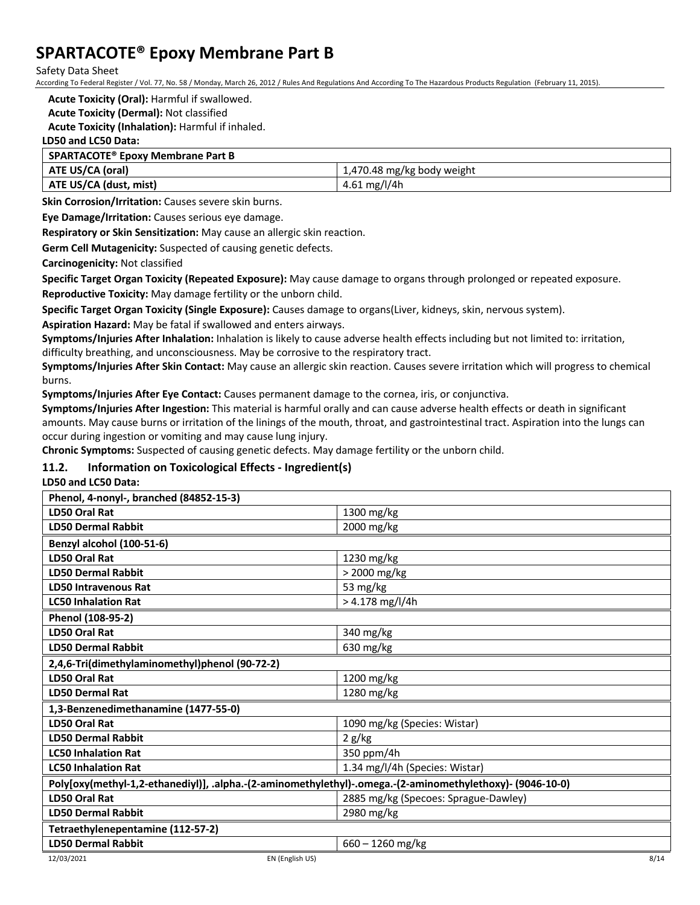**Acute Toxicity (Oral):** Harmful if swallowed.

**Acute Toxicity (Dermal):** Not classified

**Acute Toxicity (Inhalation):** Harmful if inhaled.

**LD50 and LC50 Data:**

| SPARTACOTE® Epoxy Membrane Part B | |
|---|---|
| ATE US/CA (oral) | 1,470.48 mg/kg body weight |
| ATE US/CA (dust, mist) | 4.61 mg/l/4h |

**Skin Corrosion/Irritation:** Causes severe skin burns.

**Eye Damage/Irritation:** Causes serious eye damage.

**Respiratory or Skin Sensitization:** May cause an allergic skin reaction.

**Germ Cell Mutagenicity:** Suspected of causing genetic defects.

**Carcinogenicity:** Not classified

**Specific Target Organ Toxicity (Repeated Exposure):** May cause damage to organs through prolonged or repeated exposure.

**Reproductive Toxicity:** May damage fertility or the unborn child.

**Specific Target Organ Toxicity (Single Exposure):** Causes damage to organs(Liver, kidneys, skin, nervous system).

**Aspiration Hazard:** May be fatal if swallowed and enters airways.

**Symptoms/Injuries After Inhalation:** Inhalation is likely to cause adverse health effects including but not limited to: irritation, difficulty breathing, and unconsciousness. May be corrosive to the respiratory tract.

**Symptoms/Injuries After Skin Contact:** May cause an allergic skin reaction. Causes severe irritation which will progress to chemical burns.

**Symptoms/Injuries After Eye Contact:** Causes permanent damage to the cornea, iris, or conjunctiva.

**Symptoms/Injuries After Ingestion:** This material is harmful orally and can cause adverse health effects or death in significant amounts. May cause burns or irritation of the linings of the mouth, throat, and gastrointestinal tract. Aspiration into the lungs can occur during ingestion or vomiting and may cause lung injury.

**Chronic Symptoms:** Suspected of causing genetic defects. May damage fertility or the unborn child.

## 11.2. Information on Toxicological Effects - Ingredient(s)

**LD50 and LC50 Data:**

| Phenol, 4-nonyl-, branched (84852-15-3) | |
|---|---|
| LD50 Oral Rat | 1300 mg/kg |
| LD50 Dermal Rabbit | 2000 mg/kg |
| **Benzyl alcohol (100-51-6)** | |
| LD50 Oral Rat | 1230 mg/kg |
| LD50 Dermal Rabbit | > 2000 mg/kg |
| LD50 Intravenous Rat | 53 mg/kg |
| LC50 Inhalation Rat | > 4.178 mg/l/4h |
| **Phenol (108-95-2)** | |
| LD50 Oral Rat | 340 mg/kg |
| LD50 Dermal Rabbit | 630 mg/kg |
| **2,4,6-Tri(dimethylaminomethyl)phenol (90-72-2)** | |
| LD50 Oral Rat | 1200 mg/kg |
| LD50 Dermal Rat | 1280 mg/kg |
| **1,3-Benzenedimethanamine (1477-55-0)** | |
| LD50 Oral Rat | 1090 mg/kg (Species: Wistar) |
| LD50 Dermal Rabbit | 2 g/kg |
| LC50 Inhalation Rat | 350 ppm/4h |
| LC50 Inhalation Rat | 1.34 mg/l/4h (Species: Wistar) |
| **Poly[oxy(methyl-1,2-ethanediyl)], .alpha.-(2-aminomethylethyl)-.omega.-(2-aminomethylethoxy)- (9046-10-0)** | |
| LD50 Oral Rat | 2885 mg/kg (Specoes: Sprague-Dawley) |
| LD50 Dermal Rabbit | 2980 mg/kg |
| **Tetraethylenepentamine (112-57-2)** | |
| LD50 Dermal Rabbit | 660 – 1260 mg/kg |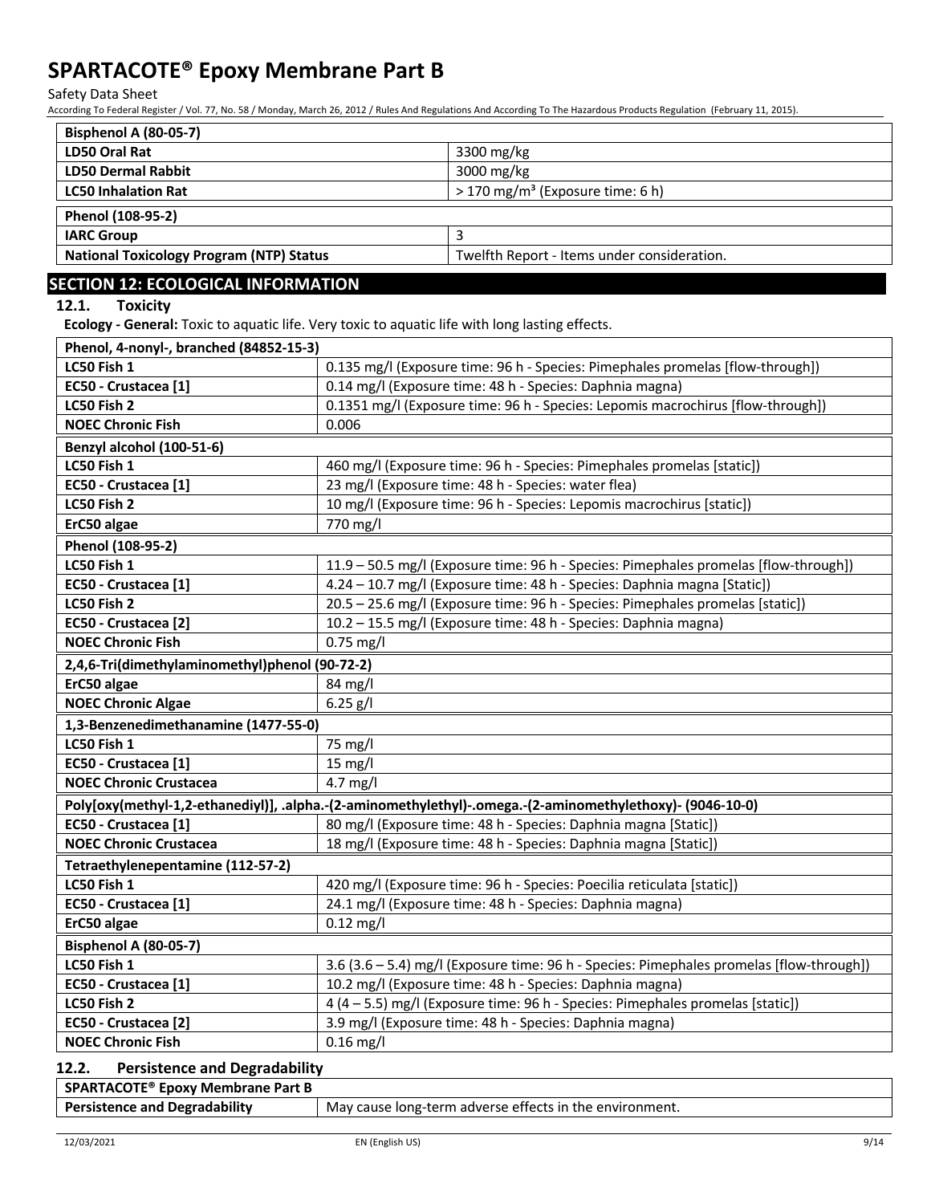| Bisphenol A (80-05-7) | |
|---|---|
| **LD50 Oral Rat** | 3300 mg/kg |
| **LD50 Dermal Rabbit** | 3000 mg/kg |
| **LC50 Inhalation Rat** | > 170 mg/m³ (Exposure time: 6 h) |

| Phenol (108-95-2) | |
|---|---|
| **IARC Group** | 3 |
| **National Toxicology Program (NTP) Status** | Twelfth Report - Items under consideration. |

## SECTION 12: ECOLOGICAL INFORMATION

### 12.1. Toxicity

**Ecology - General:** Toxic to aquatic life. Very toxic to aquatic life with long lasting effects.

| Phenol, 4-nonyl-, branched (84852-15-3) | |
|---|---|
| **LC50 Fish 1** | 0.135 mg/l (Exposure time: 96 h - Species: Pimephales promelas [flow-through]) |
| **EC50 - Crustacea [1]** | 0.14 mg/l (Exposure time: 48 h - Species: Daphnia magna) |
| **LC50 Fish 2** | 0.1351 mg/l (Exposure time: 96 h - Species: Lepomis macrochirus [flow-through]) |
| **NOEC Chronic Fish** | 0.006 |

| Benzyl alcohol (100-51-6) | |
|---|---|
| **LC50 Fish 1** | 460 mg/l (Exposure time: 96 h - Species: Pimephales promelas [static]) |
| **EC50 - Crustacea [1]** | 23 mg/l (Exposure time: 48 h - Species: water flea) |
| **LC50 Fish 2** | 10 mg/l (Exposure time: 96 h - Species: Lepomis macrochirus [static]) |
| **ErC50 algae** | 770 mg/l |

| Phenol (108-95-2) | |
|---|---|
| **LC50 Fish 1** | 11.9 – 50.5 mg/l (Exposure time: 96 h - Species: Pimephales promelas [flow-through]) |
| **EC50 - Crustacea [1]** | 4.24 – 10.7 mg/l (Exposure time: 48 h - Species: Daphnia magna [Static]) |
| **LC50 Fish 2** | 20.5 – 25.6 mg/l (Exposure time: 96 h - Species: Pimephales promelas [static]) |
| **EC50 - Crustacea [2]** | 10.2 – 15.5 mg/l (Exposure time: 48 h - Species: Daphnia magna) |
| **NOEC Chronic Fish** | 0.75 mg/l |

| 2,4,6-Tri(dimethylaminomethyl)phenol (90-72-2) | |
|---|---|
| **ErC50 algae** | 84 mg/l |
| **NOEC Chronic Algae** | 6.25 g/l |

| 1,3-Benzenedimethanamine (1477-55-0) | |
|---|---|
| **LC50 Fish 1** | 75 mg/l |
| **EC50 - Crustacea [1]** | 15 mg/l |
| **NOEC Chronic Crustacea** | 4.7 mg/l |

| Poly[oxy(methyl-1,2-ethanediyl)], .alpha.-(2-aminomethylethyl)-.omega.-(2-aminomethylethoxy)- (9046-10-0) | |
|---|---|
| **EC50 - Crustacea [1]** | 80 mg/l (Exposure time: 48 h - Species: Daphnia magna [Static]) |
| **NOEC Chronic Crustacea** | 18 mg/l (Exposure time: 48 h - Species: Daphnia magna [Static]) |

| Tetraethylenepentamine (112-57-2) | |
|---|---|
| **LC50 Fish 1** | 420 mg/l (Exposure time: 96 h - Species: Poecilia reticulata [static]) |
| **EC50 - Crustacea [1]** | 24.1 mg/l (Exposure time: 48 h - Species: Daphnia magna) |
| **ErC50 algae** | 0.12 mg/l |

| Bisphenol A (80-05-7) | |
|---|---|
| **LC50 Fish 1** | 3.6 (3.6 – 5.4) mg/l (Exposure time: 96 h - Species: Pimephales promelas [flow-through]) |
| **EC50 - Crustacea [1]** | 10.2 mg/l (Exposure time: 48 h - Species: Daphnia magna) |
| **LC50 Fish 2** | 4 (4 – 5.5) mg/l (Exposure time: 96 h - Species: Pimephales promelas [static]) |
| **EC50 - Crustacea [2]** | 3.9 mg/l (Exposure time: 48 h - Species: Daphnia magna) |
| **NOEC Chronic Fish** | 0.16 mg/l |

### 12.2. Persistence and Degradability

| SPARTACOTE® Epoxy Membrane Part B | |
|---|---|
| **Persistence and Degradability** | May cause long-term adverse effects in the environment. |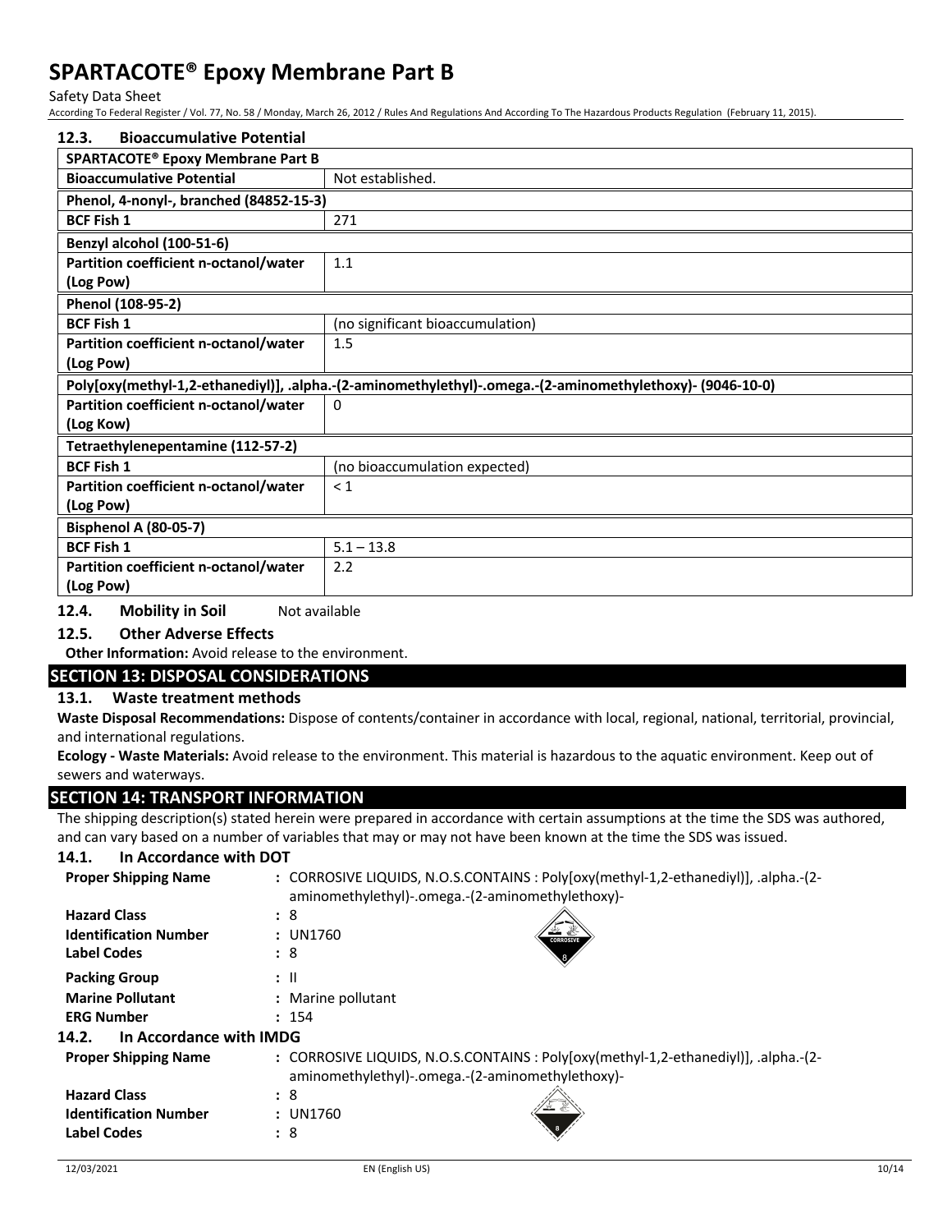### 12.3. Bioaccumulative Potential

| | |
|---|---|
| **SPARTACOTE® Epoxy Membrane Part B** | |
| **Bioaccumulative Potential** | Not established. |
| **Phenol, 4-nonyl-, branched (84852-15-3)** | |
| **BCF Fish 1** | 271 |
| **Benzyl alcohol (100-51-6)** | |
| **Partition coefficient n-octanol/water (Log Pow)** | 1.1 |
| **Phenol (108-95-2)** | |
| **BCF Fish 1** | (no significant bioaccumulation) |
| **Partition coefficient n-octanol/water (Log Pow)** | 1.5 |
| **Poly[oxy(methyl-1,2-ethanediyl)], .alpha.-(2-aminomethylethyl)-.omega.-(2-aminomethylethoxy)- (9046-10-0)** | |
| **Partition coefficient n-octanol/water (Log Kow)** | 0 |
| **Tetraethylenepentamine (112-57-2)** | |
| **BCF Fish 1** | (no bioaccumulation expected) |
| **Partition coefficient n-octanol/water (Log Pow)** | < 1 |
| **Bisphenol A (80-05-7)** | |
| **BCF Fish 1** | 5.1 – 13.8 |
| **Partition coefficient n-octanol/water (Log Pow)** | 2.2 |

### 12.4. Mobility in Soil

Not available

### 12.5. Other Adverse Effects

**Other Information:** Avoid release to the environment.

## SECTION 13: DISPOSAL CONSIDERATIONS

### 13.1. Waste treatment methods

**Waste Disposal Recommendations:** Dispose of contents/container in accordance with local, regional, national, territorial, provincial, and international regulations.

**Ecology - Waste Materials:** Avoid release to the environment. This material is hazardous to the aquatic environment. Keep out of sewers and waterways.

## SECTION 14: TRANSPORT INFORMATION

The shipping description(s) stated herein were prepared in accordance with certain assumptions at the time the SDS was authored, and can vary based on a number of variables that may or may not have been known at the time the SDS was issued.

### 14.1. In Accordance with DOT

**Proper Shipping Name** : CORROSIVE LIQUIDS, N.O.S.CONTAINS : Poly[oxy(methyl-1,2-ethanediyl)], .alpha.-(2-aminomethylethyl)-.omega.-(2-aminomethylethoxy)-

**Hazard Class** : 8

**Identification Number** : UN1760

**Label Codes** : 8

**Packing Group** : II

**Marine Pollutant** : Marine pollutant

**ERG Number** : 154

### 14.2. In Accordance with IMDG

**Proper Shipping Name** : CORROSIVE LIQUIDS, N.O.S.CONTAINS : Poly[oxy(methyl-1,2-ethanediyl)], .alpha.-(2-aminomethylethyl)-.omega.-(2-aminomethylethoxy)-

**Hazard Class** : 8

**Identification Number** : UN1760

**Label Codes** : 8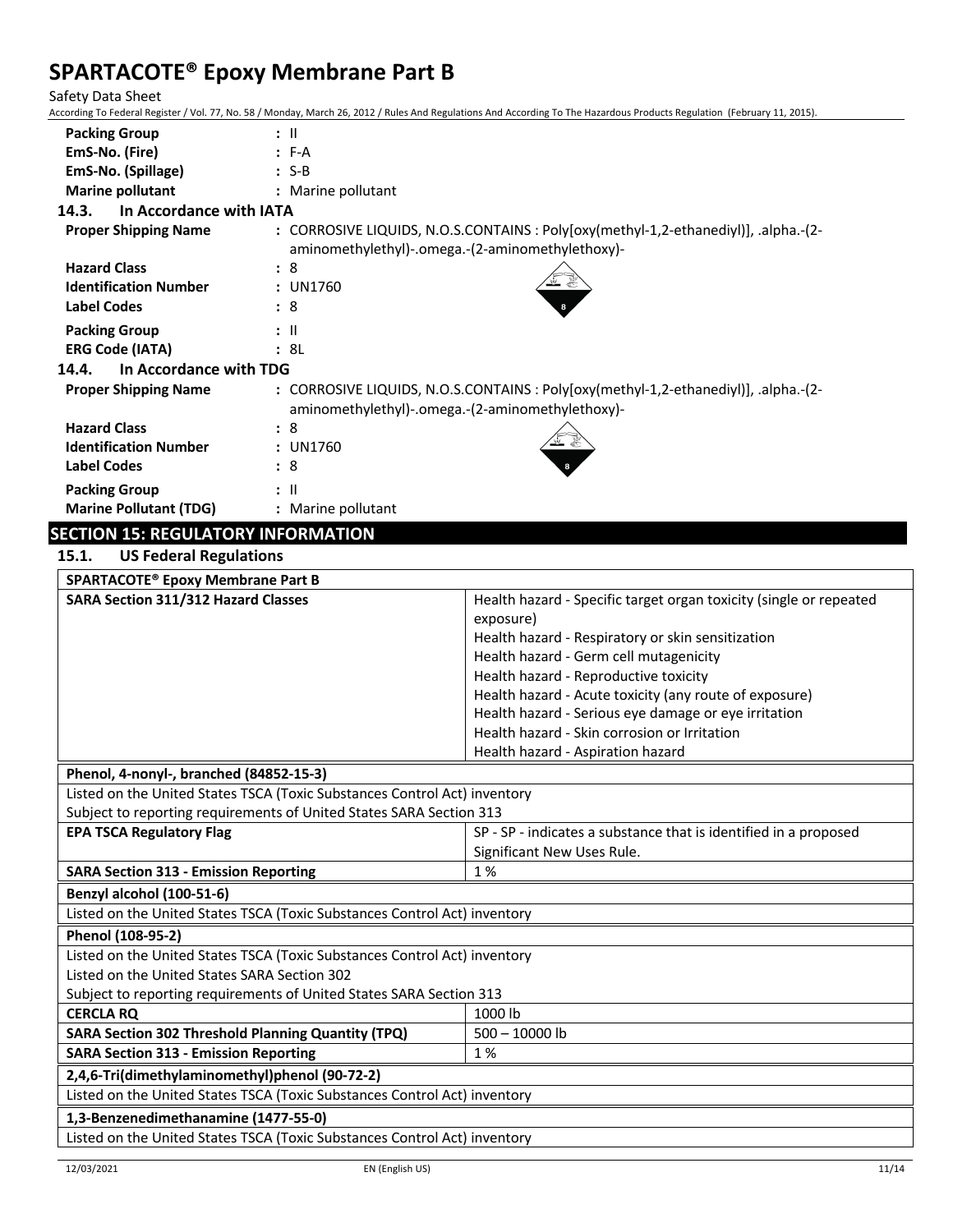**Packing Group** : II
**EmS-No. (Fire)** : F-A
**EmS-No. (Spillage)** : S-B
**Marine pollutant** : Marine pollutant

### 14.3. In Accordance with IATA

**Proper Shipping Name** : CORROSIVE LIQUIDS, N.O.S.CONTAINS : Poly[oxy(methyl-1,2-ethanediyl)], .alpha.-(2-aminomethylethyl)-.omega.-(2-aminomethylethoxy)-
**Hazard Class** : 8
**Identification Number** : UN1760
**Label Codes** : 8
**Packing Group** : II
**ERG Code (IATA)** : 8L

### 14.4. In Accordance with TDG

**Proper Shipping Name** : CORROSIVE LIQUIDS, N.O.S.CONTAINS : Poly[oxy(methyl-1,2-ethanediyl)], .alpha.-(2-aminomethylethyl)-.omega.-(2-aminomethylethoxy)-
**Hazard Class** : 8
**Identification Number** : UN1760
**Label Codes** : 8
**Packing Group** : II
**Marine Pollutant (TDG)** : Marine pollutant

## SECTION 15: REGULATORY INFORMATION

### 15.1. US Federal Regulations

| | |
|---|---|
| **SPARTACOTE® Epoxy Membrane Part B** | |
| **SARA Section 311/312 Hazard Classes** | Health hazard - Specific target organ toxicity (single or repeated exposure)<br>Health hazard - Respiratory or skin sensitization<br>Health hazard - Germ cell mutagenicity<br>Health hazard - Reproductive toxicity<br>Health hazard - Acute toxicity (any route of exposure)<br>Health hazard - Serious eye damage or eye irritation<br>Health hazard - Skin corrosion or Irritation<br>Health hazard - Aspiration hazard |

| | |
|---|---|
| **Phenol, 4-nonyl-, branched (84852-15-3)** | |
| Listed on the United States TSCA (Toxic Substances Control Act) inventory | |
| Subject to reporting requirements of United States SARA Section 313 | |
| **EPA TSCA Regulatory Flag** | SP - SP - indicates a substance that is identified in a proposed Significant New Uses Rule. |
| **SARA Section 313 - Emission Reporting** | 1 % |

| |
|---|
| **Benzyl alcohol (100-51-6)** |
| Listed on the United States TSCA (Toxic Substances Control Act) inventory |

| | |
|---|---|
| **Phenol (108-95-2)** | |
| Listed on the United States TSCA (Toxic Substances Control Act) inventory | |
| Listed on the United States SARA Section 302 | |
| Subject to reporting requirements of United States SARA Section 313 | |
| **CERCLA RQ** | 1000 lb |
| **SARA Section 302 Threshold Planning Quantity (TPQ)** | 500 – 10000 lb |
| **SARA Section 313 - Emission Reporting** | 1 % |

| |
|---|
| **2,4,6-Tri(dimethylaminomethyl)phenol (90-72-2)** |
| Listed on the United States TSCA (Toxic Substances Control Act) inventory |

| |
|---|
| **1,3-Benzenedimethanamine (1477-55-0)** |
| Listed on the United States TSCA (Toxic Substances Control Act) inventory |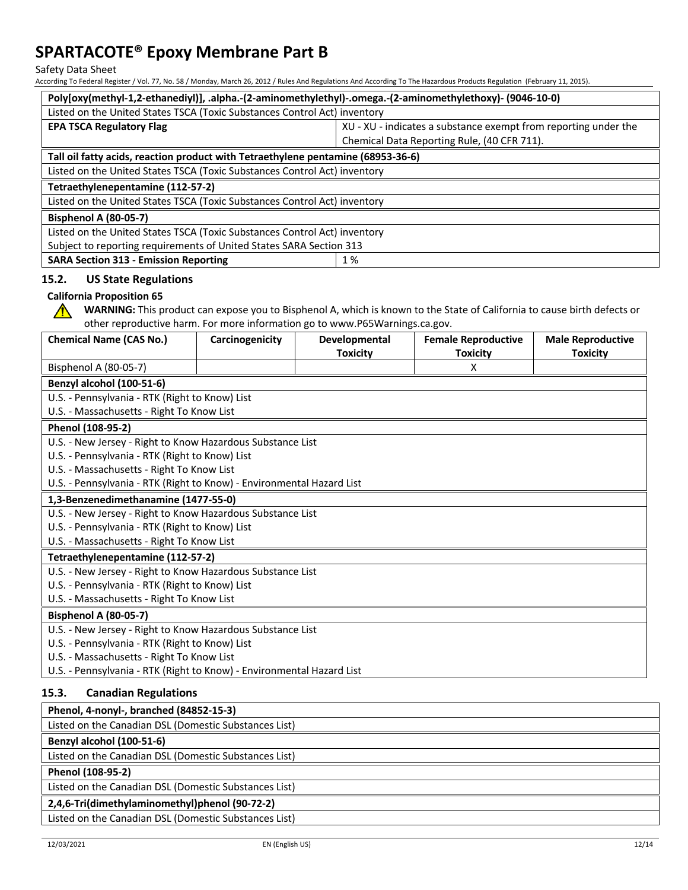| Poly[oxy(methyl-1,2-ethanediyl)], .alpha.-(2-aminomethylethyl)-.omega.-(2-aminomethylethoxy)- (9046-10-0) | |
|---|---|
| Listed on the United States TSCA (Toxic Substances Control Act) inventory | |
| **EPA TSCA Regulatory Flag** | XU - XU - indicates a substance exempt from reporting under the Chemical Data Reporting Rule, (40 CFR 711). |

| **Tall oil fatty acids, reaction product with Tetraethylene pentamine (68953-36-6)** |
|---|
| Listed on the United States TSCA (Toxic Substances Control Act) inventory |

| **Tetraethylenepentamine (112-57-2)** |
|---|
| Listed on the United States TSCA (Toxic Substances Control Act) inventory |

| **Bisphenol A (80-05-7)** | |
|---|---|
| Listed on the United States TSCA (Toxic Substances Control Act) inventory | |
| Subject to reporting requirements of United States SARA Section 313 | |
| **SARA Section 313 - Emission Reporting** | 1 % |

## 15.2. US State Regulations

**California Proposition 65**

⚠ **WARNING:** This product can expose you to Bisphenol A, which is known to the State of California to cause birth defects or other reproductive harm. For more information go to www.P65Warnings.ca.gov.

| Chemical Name (CAS No.) | Carcinogenicity | Developmental Toxicity | Female Reproductive Toxicity | Male Reproductive Toxicity |
|---|---|---|---|---|
| Bisphenol A (80-05-7) | | | X | |

| **Benzyl alcohol (100-51-6)** |
|---|
| U.S. - Pennsylvania - RTK (Right to Know) List |
| U.S. - Massachusetts - Right To Know List |

| **Phenol (108-95-2)** |
|---|
| U.S. - New Jersey - Right to Know Hazardous Substance List |
| U.S. - Pennsylvania - RTK (Right to Know) List |
| U.S. - Massachusetts - Right To Know List |
| U.S. - Pennsylvania - RTK (Right to Know) - Environmental Hazard List |

| **1,3-Benzenedimethanamine (1477-55-0)** |
|---|
| U.S. - New Jersey - Right to Know Hazardous Substance List |
| U.S. - Pennsylvania - RTK (Right to Know) List |
| U.S. - Massachusetts - Right To Know List |

| **Tetraethylenepentamine (112-57-2)** |
|---|
| U.S. - New Jersey - Right to Know Hazardous Substance List |
| U.S. - Pennsylvania - RTK (Right to Know) List |
| U.S. - Massachusetts - Right To Know List |

| **Bisphenol A (80-05-7)** |
|---|
| U.S. - New Jersey - Right to Know Hazardous Substance List |
| U.S. - Pennsylvania - RTK (Right to Know) List |
| U.S. - Massachusetts - Right To Know List |
| U.S. - Pennsylvania - RTK (Right to Know) - Environmental Hazard List |

## 15.3. Canadian Regulations

| **Phenol, 4-nonyl-, branched (84852-15-3)** |
|---|
| Listed on the Canadian DSL (Domestic Substances List) |

| **Benzyl alcohol (100-51-6)** |
|---|
| Listed on the Canadian DSL (Domestic Substances List) |

| **Phenol (108-95-2)** |
|---|
| Listed on the Canadian DSL (Domestic Substances List) |

| **2,4,6-Tri(dimethylaminomethyl)phenol (90-72-2)** |
|---|
| Listed on the Canadian DSL (Domestic Substances List) |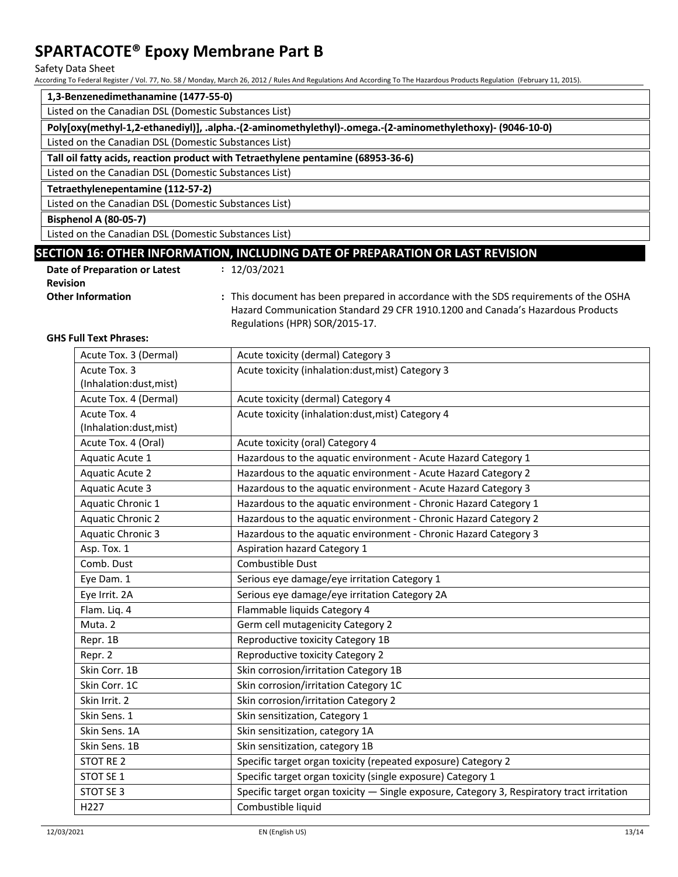**1,3-Benzenedimethanamine (1477-55-0)**

Listed on the Canadian DSL (Domestic Substances List)

**Poly[oxy(methyl-1,2-ethanediyl)], .alpha.-(2-aminomethylethyl)-.omega.-(2-aminomethylethoxy)- (9046-10-0)**

Listed on the Canadian DSL (Domestic Substances List)

**Tall oil fatty acids, reaction product with Tetraethylene pentamine (68953-36-6)**

Listed on the Canadian DSL (Domestic Substances List)

**Tetraethylenepentamine (112-57-2)**

Listed on the Canadian DSL (Domestic Substances List)

**Bisphenol A (80-05-7)**

Listed on the Canadian DSL (Domestic Substances List)

## SECTION 16: OTHER INFORMATION, INCLUDING DATE OF PREPARATION OR LAST REVISION

**Date of Preparation or Latest Revision** : 12/03/2021

**Other Information** : This document has been prepared in accordance with the SDS requirements of the OSHA Hazard Communication Standard 29 CFR 1910.1200 and Canada's Hazardous Products Regulations (HPR) SOR/2015-17.

**GHS Full Text Phrases:**

| | |
|---|---|
| Acute Tox. 3 (Dermal) | Acute toxicity (dermal) Category 3 |
| Acute Tox. 3 (Inhalation:dust,mist) | Acute toxicity (inhalation:dust,mist) Category 3 |
| Acute Tox. 4 (Dermal) | Acute toxicity (dermal) Category 4 |
| Acute Tox. 4 (Inhalation:dust,mist) | Acute toxicity (inhalation:dust,mist) Category 4 |
| Acute Tox. 4 (Oral) | Acute toxicity (oral) Category 4 |
| Aquatic Acute 1 | Hazardous to the aquatic environment - Acute Hazard Category 1 |
| Aquatic Acute 2 | Hazardous to the aquatic environment - Acute Hazard Category 2 |
| Aquatic Acute 3 | Hazardous to the aquatic environment - Acute Hazard Category 3 |
| Aquatic Chronic 1 | Hazardous to the aquatic environment - Chronic Hazard Category 1 |
| Aquatic Chronic 2 | Hazardous to the aquatic environment - Chronic Hazard Category 2 |
| Aquatic Chronic 3 | Hazardous to the aquatic environment - Chronic Hazard Category 3 |
| Asp. Tox. 1 | Aspiration hazard Category 1 |
| Comb. Dust | Combustible Dust |
| Eye Dam. 1 | Serious eye damage/eye irritation Category 1 |
| Eye Irrit. 2A | Serious eye damage/eye irritation Category 2A |
| Flam. Liq. 4 | Flammable liquids Category 4 |
| Muta. 2 | Germ cell mutagenicity Category 2 |
| Repr. 1B | Reproductive toxicity Category 1B |
| Repr. 2 | Reproductive toxicity Category 2 |
| Skin Corr. 1B | Skin corrosion/irritation Category 1B |
| Skin Corr. 1C | Skin corrosion/irritation Category 1C |
| Skin Irrit. 2 | Skin corrosion/irritation Category 2 |
| Skin Sens. 1 | Skin sensitization, Category 1 |
| Skin Sens. 1A | Skin sensitization, category 1A |
| Skin Sens. 1B | Skin sensitization, category 1B |
| STOT RE 2 | Specific target organ toxicity (repeated exposure) Category 2 |
| STOT SE 1 | Specific target organ toxicity (single exposure) Category 1 |
| STOT SE 3 | Specific target organ toxicity — Single exposure, Category 3, Respiratory tract irritation |
| H227 | Combustible liquid |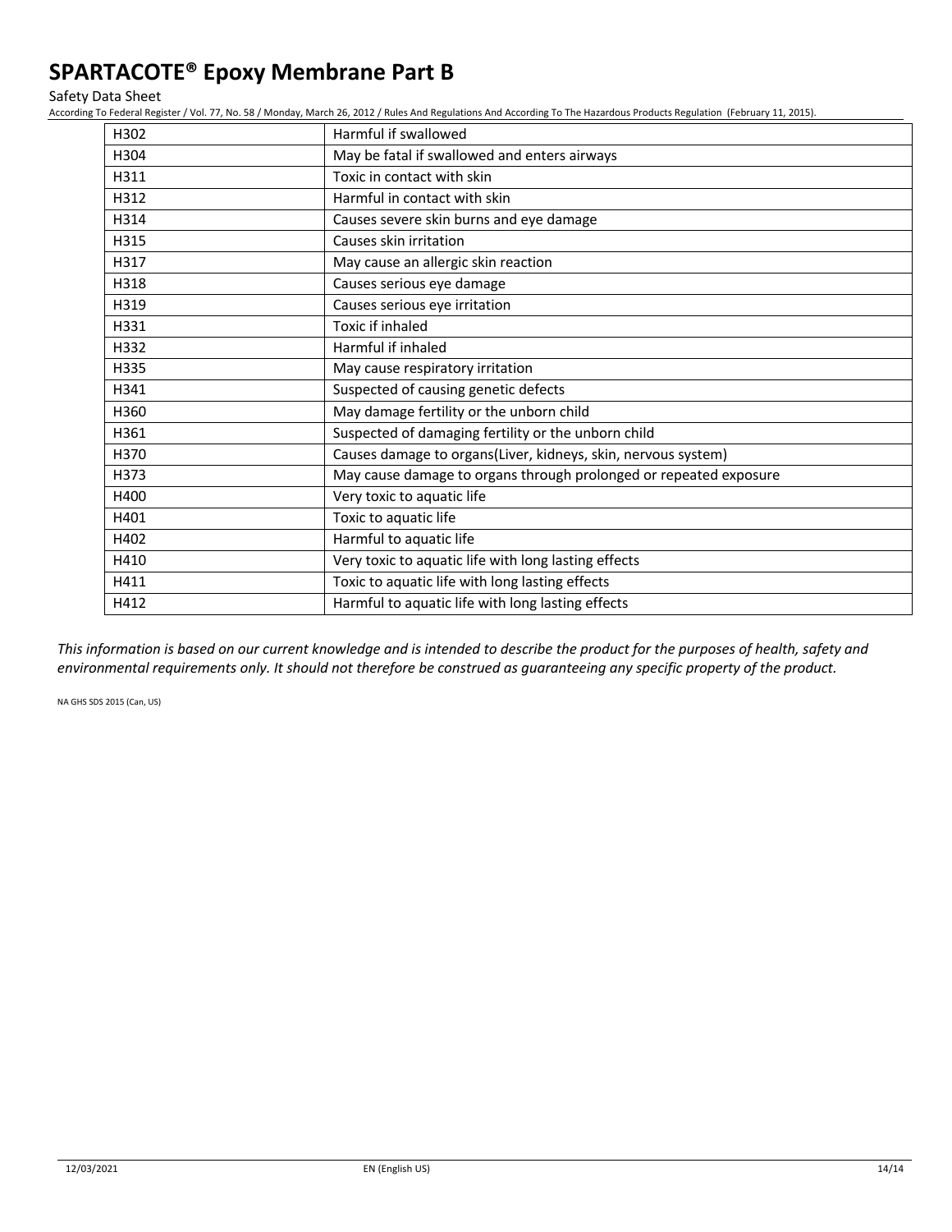| | |
|---|---|
| H302 | Harmful if swallowed |
| H304 | May be fatal if swallowed and enters airways |
| H311 | Toxic in contact with skin |
| H312 | Harmful in contact with skin |
| H314 | Causes severe skin burns and eye damage |
| H315 | Causes skin irritation |
| H317 | May cause an allergic skin reaction |
| H318 | Causes serious eye damage |
| H319 | Causes serious eye irritation |
| H331 | Toxic if inhaled |
| H332 | Harmful if inhaled |
| H335 | May cause respiratory irritation |
| H341 | Suspected of causing genetic defects |
| H360 | May damage fertility or the unborn child |
| H361 | Suspected of damaging fertility or the unborn child |
| H370 | Causes damage to organs(Liver, kidneys, skin, nervous system) |
| H373 | May cause damage to organs through prolonged or repeated exposure |
| H400 | Very toxic to aquatic life |
| H401 | Toxic to aquatic life |
| H402 | Harmful to aquatic life |
| H410 | Very toxic to aquatic life with long lasting effects |
| H411 | Toxic to aquatic life with long lasting effects |
| H412 | Harmful to aquatic life with long lasting effects |

*This information is based on our current knowledge and is intended to describe the product for the purposes of health, safety and environmental requirements only. It should not therefore be construed as guaranteeing any specific property of the product.*

NA GHS SDS 2015 (Can, US)